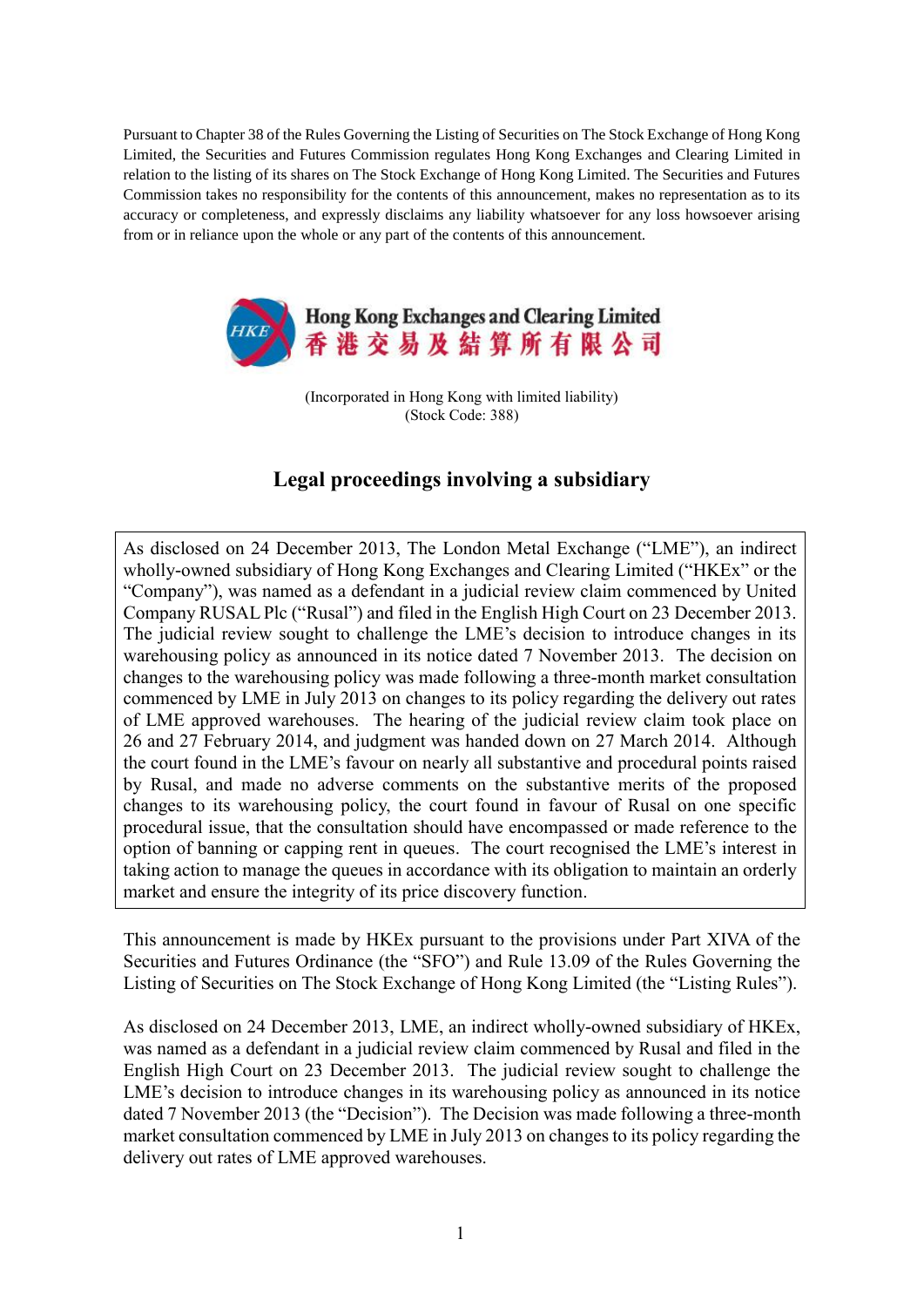Pursuant to Chapter 38 of the Rules Governing the Listing of Securities on The Stock Exchange of Hong Kong Limited, the Securities and Futures Commission regulates Hong Kong Exchanges and Clearing Limited in relation to the listing of its shares on The Stock Exchange of Hong Kong Limited. The Securities and Futures Commission takes no responsibility for the contents of this announcement, makes no representation as to its accuracy or completeness, and expressly disclaims any liability whatsoever for any loss howsoever arising from or in reliance upon the whole or any part of the contents of this announcement.

**Hong Kong Exchanges and Clearing Limited**
**香港交易及結算所有限公司**

(Incorporated in Hong Kong with limited liability)
(Stock Code: 388)

# Legal proceedings involving a subsidiary

As disclosed on 24 December 2013, The London Metal Exchange ("LME"), an indirect wholly-owned subsidiary of Hong Kong Exchanges and Clearing Limited ("HKEx" or the "Company"), was named as a defendant in a judicial review claim commenced by United Company RUSAL Plc ("Rusal") and filed in the English High Court on 23 December 2013. The judicial review sought to challenge the LME's decision to introduce changes in its warehousing policy as announced in its notice dated 7 November 2013. The decision on changes to the warehousing policy was made following a three-month market consultation commenced by LME in July 2013 on changes to its policy regarding the delivery out rates of LME approved warehouses. The hearing of the judicial review claim took place on 26 and 27 February 2014, and judgment was handed down on 27 March 2014. Although the court found in the LME's favour on nearly all substantive and procedural points raised by Rusal, and made no adverse comments on the substantive merits of the proposed changes to its warehousing policy, the court found in favour of Rusal on one specific procedural issue, that the consultation should have encompassed or made reference to the option of banning or capping rent in queues. The court recognised the LME's interest in taking action to manage the queues in accordance with its obligation to maintain an orderly market and ensure the integrity of its price discovery function.

This announcement is made by HKEx pursuant to the provisions under Part XIVA of the Securities and Futures Ordinance (the "SFO") and Rule 13.09 of the Rules Governing the Listing of Securities on The Stock Exchange of Hong Kong Limited (the "Listing Rules").

As disclosed on 24 December 2013, LME, an indirect wholly-owned subsidiary of HKEx, was named as a defendant in a judicial review claim commenced by Rusal and filed in the English High Court on 23 December 2013. The judicial review sought to challenge the LME's decision to introduce changes in its warehousing policy as announced in its notice dated 7 November 2013 (the "Decision"). The Decision was made following a three-month market consultation commenced by LME in July 2013 on changes to its policy regarding the delivery out rates of LME approved warehouses.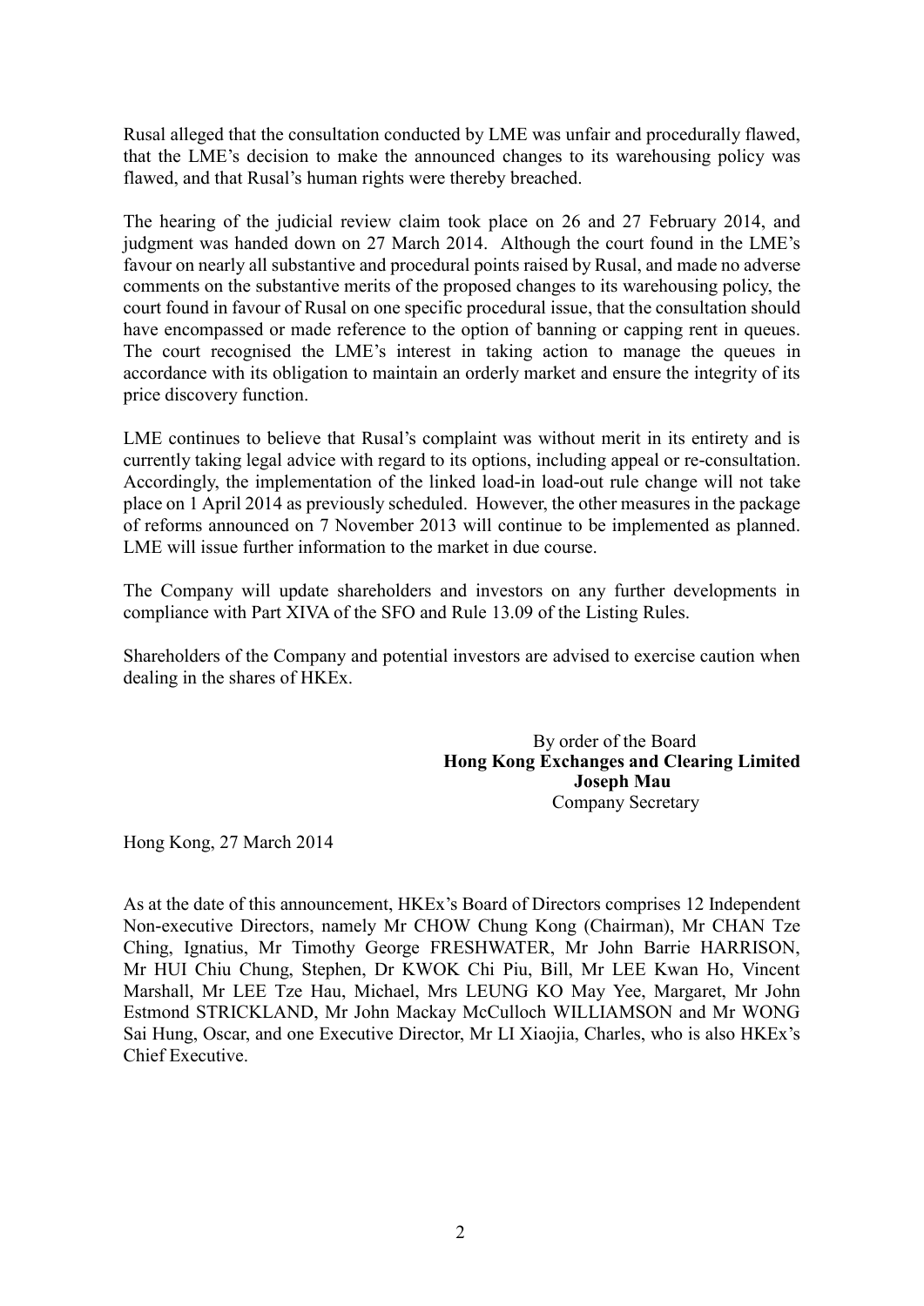Rusal alleged that the consultation conducted by LME was unfair and procedurally flawed, that the LME's decision to make the announced changes to its warehousing policy was flawed, and that Rusal's human rights were thereby breached.

The hearing of the judicial review claim took place on 26 and 27 February 2014, and judgment was handed down on 27 March 2014. Although the court found in the LME's favour on nearly all substantive and procedural points raised by Rusal, and made no adverse comments on the substantive merits of the proposed changes to its warehousing policy, the court found in favour of Rusal on one specific procedural issue, that the consultation should have encompassed or made reference to the option of banning or capping rent in queues. The court recognised the LME's interest in taking action to manage the queues in accordance with its obligation to maintain an orderly market and ensure the integrity of its price discovery function.

LME continues to believe that Rusal's complaint was without merit in its entirety and is currently taking legal advice with regard to its options, including appeal or re-consultation. Accordingly, the implementation of the linked load-in load-out rule change will not take place on 1 April 2014 as previously scheduled. However, the other measures in the package of reforms announced on 7 November 2013 will continue to be implemented as planned. LME will issue further information to the market in due course.

The Company will update shareholders and investors on any further developments in compliance with Part XIVA of the SFO and Rule 13.09 of the Listing Rules.

Shareholders of the Company and potential investors are advised to exercise caution when dealing in the shares of HKEx.

By order of the Board
**Hong Kong Exchanges and Clearing Limited**
**Joseph Mau**
Company Secretary

Hong Kong, 27 March 2014

As at the date of this announcement, HKEx's Board of Directors comprises 12 Independent Non-executive Directors, namely Mr CHOW Chung Kong (Chairman), Mr CHAN Tze Ching, Ignatius, Mr Timothy George FRESHWATER, Mr John Barrie HARRISON, Mr HUI Chiu Chung, Stephen, Dr KWOK Chi Piu, Bill, Mr LEE Kwan Ho, Vincent Marshall, Mr LEE Tze Hau, Michael, Mrs LEUNG KO May Yee, Margaret, Mr John Estmond STRICKLAND, Mr John Mackay McCulloch WILLIAMSON and Mr WONG Sai Hung, Oscar, and one Executive Director, Mr LI Xiaojia, Charles, who is also HKEx's Chief Executive.